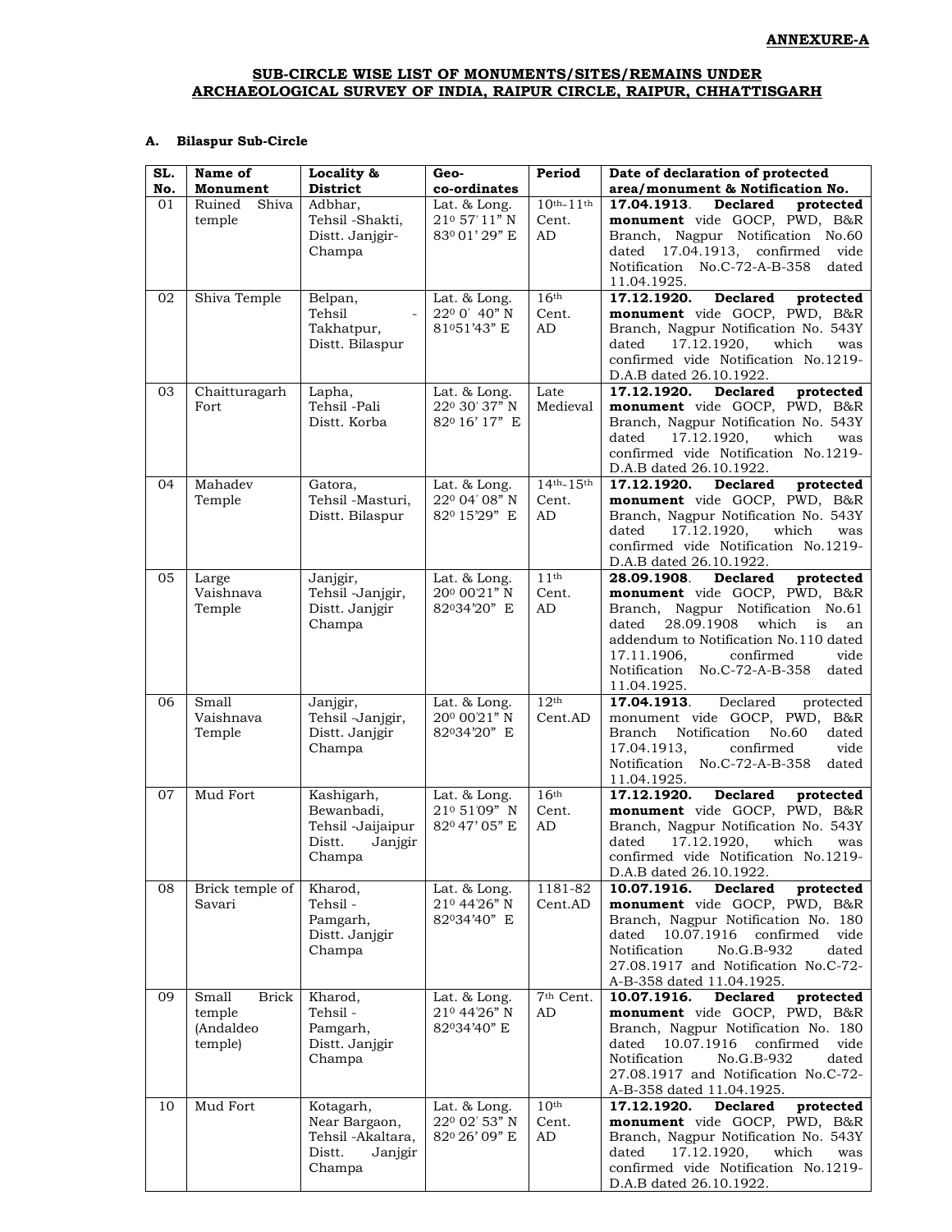**ANNEXURE-A**

## SUB-CIRCLE WISE LIST OF MONUMENTS/SITES/REMAINS UNDER ARCHAEOLOGICAL SURVEY OF INDIA, RAIPUR CIRCLE, RAIPUR, CHHATTISGARH

### A. Bilaspur Sub-Circle

| SL. No. | Name of Monument | Locality & District | Geo-co-ordinates | Period | Date of declaration of protected area/monument & Notification No. |
|---|---|---|---|---|---|
| 01 | Ruined Shiva temple | Adbhar, Tehsil -Shakti, Distt. Janjgir-Champa | Lat. & Long. 21° 57' 11" N 83° 01' 29" E | 10th-11th Cent. AD | **17.04.1913**. **Declared protected monument** vide GOCP, PWD, B&R Branch, Nagpur Notification No.60 dated 17.04.1913, confirmed vide Notification No.C-72-A-B-358 dated 11.04.1925. |
| 02 | Shiva Temple | Belpan, Tehsil - Takhatpur, Distt. Bilaspur | Lat. & Long. 22° 0' 40" N 81°51'43" E | 16th Cent. AD | **17.12.1920. Declared protected monument** vide GOCP, PWD, B&R Branch, Nagpur Notification No. 543Y dated 17.12.1920, which was confirmed vide Notification No.1219-D.A.B dated 26.10.1922. |
| 03 | Chaitturagarh Fort | Lapha, Tehsil -Pali Distt. Korba | Lat. & Long. 22° 30' 37" N 82° 16' 17" E | Late Medieval | **17.12.1920. Declared protected monument** vide GOCP, PWD, B&R Branch, Nagpur Notification No. 543Y dated 17.12.1920, which was confirmed vide Notification No.1219-D.A.B dated 26.10.1922. |
| 04 | Mahadev Temple | Gatora, Tehsil -Masturi, Distt. Bilaspur | Lat. & Long. 22° 04' 08" N 82° 15'29" E | 14th-15th Cent. AD | **17.12.1920. Declared protected monument** vide GOCP, PWD, B&R Branch, Nagpur Notification No. 543Y dated 17.12.1920, which was confirmed vide Notification No.1219-D.A.B dated 26.10.1922. |
| 05 | Large Vaishnava Temple | Janjgir, Tehsil -Janjgir, Distt. Janjgir Champa | Lat. & Long. 20° 00'21" N 82°34'20" E | 11th Cent. AD | **28.09.1908**. **Declared protected monument** vide GOCP, PWD, B&R Branch, Nagpur Notification No.61 dated 28.09.1908 which is an addendum to Notification No.110 dated 17.11.1906, confirmed vide Notification No.C-72-A-B-358 dated 11.04.1925. |
| 06 | Small Vaishnava Temple | Janjgir, Tehsil -Janjgir, Distt. Janjgir Champa | Lat. & Long. 20° 00'21" N 82°34'20" E | 12th Cent.AD | **17.04.1913**. Declared protected monument vide GOCP, PWD, B&R Branch Notification No.60 dated 17.04.1913, confirmed vide Notification No.C-72-A-B-358 dated 11.04.1925. |
| 07 | Mud Fort | Kashigarh, Bewanbadi, Tehsil -Jaijaipur Distt. Janjgir Champa | Lat. & Long. 21° 51'09" N 82° 47' 05" E | 16th Cent. AD | **17.12.1920. Declared protected monument** vide GOCP, PWD, B&R Branch, Nagpur Notification No. 543Y dated 17.12.1920, which was confirmed vide Notification No.1219-D.A.B dated 26.10.1922. |
| 08 | Brick temple of Savari | Kharod, Tehsil - Pamgarh, Distt. Janjgir Champa | Lat. & Long. 21° 44'26" N 82°34'40" E | 1181-82 Cent.AD | **10.07.1916. Declared protected monument** vide GOCP, PWD, B&R Branch, Nagpur Notification No. 180 dated 10.07.1916 confirmed vide Notification No.G.B-932 dated 27.08.1917 and Notification No.C-72-A-B-358 dated 11.04.1925. |
| 09 | Small Brick temple (Andaldeo temple) | Kharod, Tehsil - Pamgarh, Distt. Janjgir Champa | Lat. & Long. 21° 44'26" N 82°34'40" E | 7th Cent. AD | **10.07.1916. Declared protected monument** vide GOCP, PWD, B&R Branch, Nagpur Notification No. 180 dated 10.07.1916 confirmed vide Notification No.G.B-932 dated 27.08.1917 and Notification No.C-72-A-B-358 dated 11.04.1925. |
| 10 | Mud Fort | Kotagarh, Near Bargaon, Tehsil -Akaltara, Distt. Janjgir Champa | Lat. & Long. 22° 02' 53" N 82° 26' 09" E | 10th Cent. AD | **17.12.1920. Declared protected monument** vide GOCP, PWD, B&R Branch, Nagpur Notification No. 543Y dated 17.12.1920, which was confirmed vide Notification No.1219-D.A.B dated 26.10.1922. |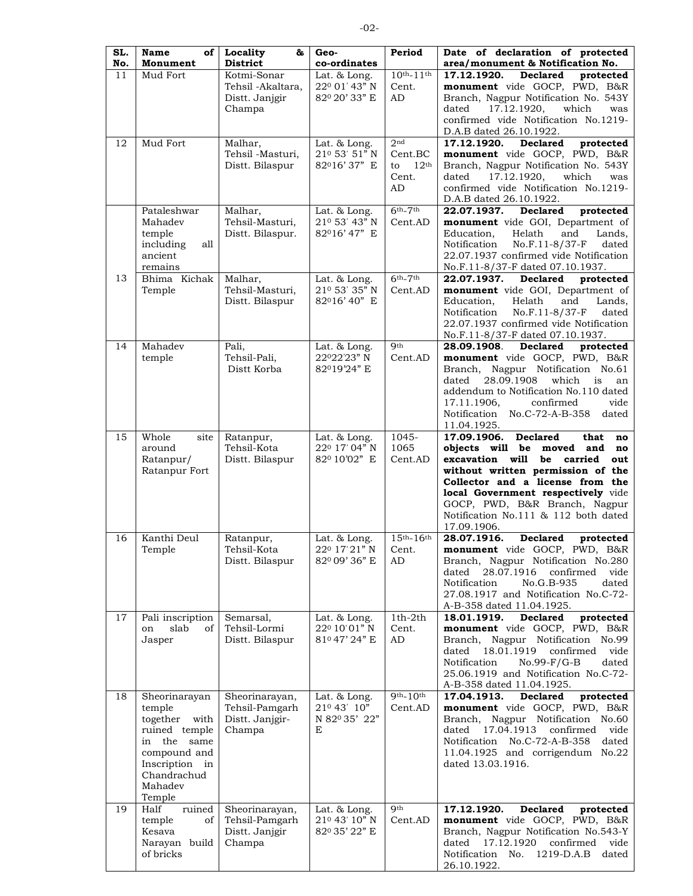| SL. No. | Name of Monument | Locality & District | Geo-co-ordinates | Period | Date of declaration of protected area/monument & Notification No. |
|---|---|---|---|---|---|
| 11 | Mud Fort | Kotmi-Sonar Tehsil -Akaltara, Distt. Janjgir Champa | Lat. & Long. 22⁰ 01' 43" N 82⁰ 20' 33" E | 10th-11th Cent. AD | **17.12.1920. Declared protected monument** vide GOCP, PWD, B&R Branch, Nagpur Notification No. 543Y dated 17.12.1920, which was confirmed vide Notification No.1219-D.A.B dated 26.10.1922. |
| 12 | Mud Fort | Malhar, Tehsil -Masturi, Distt. Bilaspur | Lat. & Long. 21⁰ 53' 51" N 82⁰16' 37" E | 2nd Cent.BC to 12th Cent. AD | **17.12.1920. Declared protected monument** vide GOCP, PWD, B&R Branch, Nagpur Notification No. 543Y dated 17.12.1920, which was confirmed vide Notification No.1219-D.A.B dated 26.10.1922. |
| 13 | Pataleshwar Mahadev temple including all ancient remains | Malhar, Tehsil-Masturi, Distt. Bilaspur. | Lat. & Long. 21⁰ 53' 43" N 82⁰16' 47" E | 6th-7th Cent.AD | **22.07.1937. Declared protected monument** vide GOI, Department of Education, Helath and Lands, Notification No.F.11-8/37-F dated 22.07.1937 confirmed vide Notification No.F.11-8/37-F dated 07.10.1937. |
| | Bhima Kichak Temple | Malhar, Tehsil-Masturi, Distt. Bilaspur | Lat. & Long. 21⁰ 53' 35" N 82⁰16' 40" E | 6th-7th Cent.AD | **22.07.1937. Declared protected monument** vide GOI, Department of Education, Helath and Lands, Notification No.F.11-8/37-F dated 22.07.1937 confirmed vide Notification No.F.11-8/37-F dated 07.10.1937. |
| 14 | Mahadev temple | Pali, Tehsil-Pali, Distt Korba | Lat. & Long. 22⁰22'23" N 82⁰19'24" E | 9th Cent.AD | **28.09.1908. Declared protected monument** vide GOCP, PWD, B&R Branch, Nagpur Notification No.61 dated 28.09.1908 which is an addendum to Notification No.110 dated 17.11.1906, confirmed vide Notification No.C-72-A-B-358 dated 11.04.1925. |
| 15 | Whole site around Ratanpur/ Ratanpur Fort | Ratanpur, Tehsil-Kota Distt. Bilaspur | Lat. & Long. 22⁰ 17' 04" N 82⁰ 10'02" E | 1045-1065 Cent.AD | **17.09.1906. Declared that no objects will be moved and no excavation will be carried out without written permission of the Collector and a license from the local Government respectively** vide GOCP, PWD, B&R Branch, Nagpur Notification No.111 & 112 both dated 17.09.1906. |
| 16 | Kanthi Deul Temple | Ratanpur, Tehsil-Kota Distt. Bilaspur | Lat. & Long. 22⁰ 17' 21" N 82⁰ 09' 36" E | 15th-16th Cent. AD | **28.07.1916. Declared protected monument** vide GOCP, PWD, B&R Branch, Nagpur Notification No.280 dated 28.07.1916 confirmed vide Notification No.G.B-935 dated 27.08.1917 and Notification No.C-72-A-B-358 dated 11.04.1925. |
| 17 | Pali inscription on slab of Jasper | Semarsal, Tehsil-Lormi Distt. Bilaspur | Lat. & Long. 22⁰ 10' 01" N 81⁰ 47' 24" E | 1th-2th Cent. AD | **18.01.1919. Declared protected monument** vide GOCP, PWD, B&R Branch, Nagpur Notification No.99 dated 18.01.1919 confirmed vide Notification No.99-F/G-B dated 25.06.1919 and Notification No.C-72-A-B-358 dated 11.04.1925. |
| 18 | Sheorinarayan temple together with ruined temple in the same compound and Inscription in Chandrachud Mahadev Temple | Sheorinarayan, Tehsil-Pamgarh Distt. Janjgir-Champa | Lat. & Long. 21⁰ 43' 10" N 82⁰ 35' 22" E | 9th-10th Cent.AD | **17.04.1913. Declared protected monument** vide GOCP, PWD, B&R Branch, Nagpur Notification No.60 dated 17.04.1913 confirmed vide Notification No.C-72-A-B-358 dated 11.04.1925 and corrigendum No.22 dated 13.03.1916. |
| 19 | Half ruined temple of Kesava Narayan build of bricks | Sheorinarayan, Tehsil-Pamgarh Distt. Janjgir Champa | Lat. & Long. 21⁰ 43' 10" N 82⁰ 35' 22" E | 9th Cent.AD | **17.12.1920. Declared protected monument** vide GOCP, PWD, B&R Branch, Nagpur Notification No.543-Y dated 17.12.1920 confirmed vide Notification No. 1219-D.A.B dated 26.10.1922. |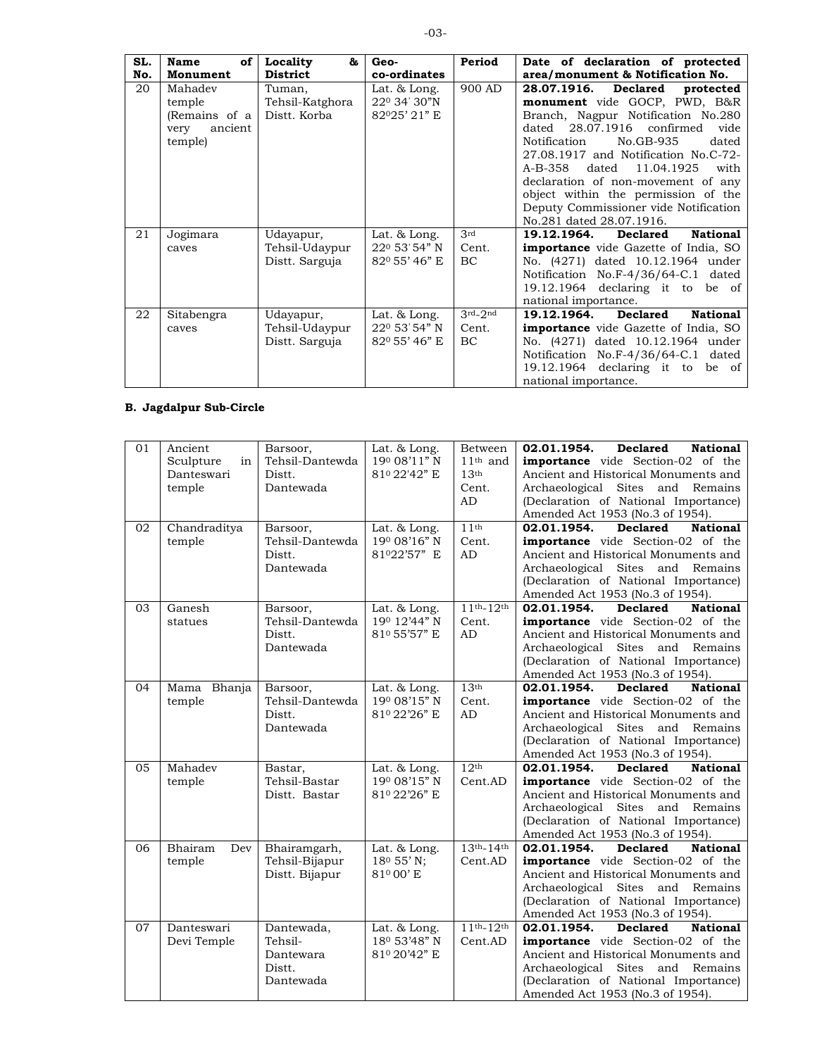| SL. No. | Name of Monument | Locality & District | Geo-co-ordinates | Period | Date of declaration of protected area/monument & Notification No. |
|---|---|---|---|---|---|
| 20 | Mahadev temple (Remains of a very ancient temple) | Tuman, Tehsil-Katghora Distt. Korba | Lat. & Long. 22$^{0}$ 34' 30"N 82$^{0}$25' 21" E | 900 AD | **28.07.1916. Declared protected monument** vide GOCP, PWD, B&R Branch, Nagpur Notification No.280 dated 28.07.1916 confirmed vide Notification No.GB-935 dated 27.08.1917 and Notification No.C-72-A-B-358 dated 11.04.1925 with declaration of non-movement of any object within the permission of the Deputy Commissioner vide Notification No.281 dated 28.07.1916. |
| 21 | Jogimara caves | Udayapur, Tehsil-Udaypur Distt. Sarguja | Lat. & Long. 22$^{0}$ 53' 54" N 82$^{0}$ 55' 46" E | 3$^{rd}$ Cent. BC | **19.12.1964. Declared National importance** vide Gazette of India, SO No. (4271) dated 10.12.1964 under Notification No.F-4/36/64-C.1 dated 19.12.1964 declaring it to be of national importance. |
| 22 | Sitabengra caves | Udayapur, Tehsil-Udaypur Distt. Sarguja | Lat. & Long. 22$^{0}$ 53' 54" N 82$^{0}$ 55' 46" E | 3$^{rd}$-2$^{nd}$ Cent. BC | **19.12.1964. Declared National importance** vide Gazette of India, SO No. (4271) dated 10.12.1964 under Notification No.F-4/36/64-C.1 dated 19.12.1964 declaring it to be of national importance. |

### B. Jagdalpur Sub-Circle

| SL. No. | Name of Monument | Locality & District | Geo-co-ordinates | Period | Date of declaration of protected area/monument & Notification No. |
|---|---|---|---|---|---|
| 01 | Ancient Sculpture in Danteswari temple | Barsoor, Tehsil-Dantewda Distt. Dantewada | Lat. & Long. 19$^{0}$ 08'11" N 81$^{0}$ 22'42" E | Between 11$^{th}$ and 13$^{th}$ Cent. AD | **02.01.1954. Declared National importance** vide Section-02 of the Ancient and Historical Monuments and Archaeological Sites and Remains (Declaration of National Importance) Amended Act 1953 (No.3 of 1954). |
| 02 | Chandraditya temple | Barsoor, Tehsil-Dantewda Distt. Dantewada | Lat. & Long. 19$^{0}$ 08'16" N 81$^{0}$22'57" E | 11$^{th}$ Cent. AD | **02.01.1954. Declared National importance** vide Section-02 of the Ancient and Historical Monuments and Archaeological Sites and Remains (Declaration of National Importance) Amended Act 1953 (No.3 of 1954). |
| 03 | Ganesh statues | Barsoor, Tehsil-Dantewda Distt. Dantewada | Lat. & Long. 19$^{0}$ 12'44" N 81$^{0}$ 55'57" E | 11$^{th}$-12$^{th}$ Cent. AD | **02.01.1954. Declared National importance** vide Section-02 of the Ancient and Historical Monuments and Archaeological Sites and Remains (Declaration of National Importance) Amended Act 1953 (No.3 of 1954). |
| 04 | Mama Bhanja temple | Barsoor, Tehsil-Dantewda Distt. Dantewada | Lat. & Long. 19$^{0}$ 08'15" N 81$^{0}$ 22'26" E | 13$^{th}$ Cent. AD | **02.01.1954. Declared National importance** vide Section-02 of the Ancient and Historical Monuments and Archaeological Sites and Remains (Declaration of National Importance) Amended Act 1953 (No.3 of 1954). |
| 05 | Mahadev temple | Bastar, Tehsil-Bastar Distt. Bastar | Lat. & Long. 19$^{0}$ 08'15" N 81$^{0}$ 22'26" E | 12$^{th}$ Cent.AD | **02.01.1954. Declared National importance** vide Section-02 of the Ancient and Historical Monuments and Archaeological Sites and Remains (Declaration of National Importance) Amended Act 1953 (No.3 of 1954). |
| 06 | Bhairam Dev temple | Bhairamgarh, Tehsil-Bijapur Distt. Bijapur | Lat. & Long. 18$^{0}$ 55' N; 81$^{0}$ 00' E | 13$^{th}$-14$^{th}$ Cent.AD | **02.01.1954. Declared National importance** vide Section-02 of the Ancient and Historical Monuments and Archaeological Sites and Remains (Declaration of National Importance) Amended Act 1953 (No.3 of 1954). |
| 07 | Danteswari Devi Temple | Dantewada, Tehsil-Dantewara Distt. Dantewada | Lat. & Long. 18$^{0}$ 53'48" N 81$^{0}$ 20'42" E | 11$^{th}$-12$^{th}$ Cent.AD | **02.01.1954. Declared National importance** vide Section-02 of the Ancient and Historical Monuments and Archaeological Sites and Remains (Declaration of National Importance) Amended Act 1953 (No.3 of 1954). |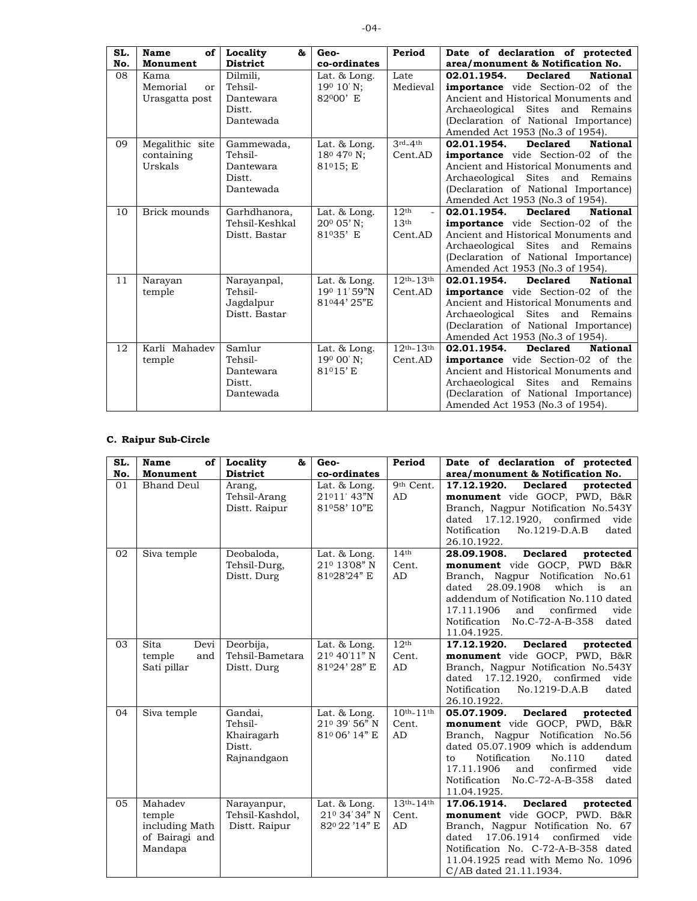| SL. No. | Name of Monument | Locality & District | Geo-co-ordinates | Period | Date of declaration of protected area/monument & Notification No. |
|---|---|---|---|---|---|
| 08 | Kama Memorial or Urasgatta post | Dilmili, Tehsil-Dantewara Distt. Dantewada | Lat. & Long. 19⁰ 10' N; 82⁰00' E | Late Medieval | **02.01.1954. Declared National importance** vide Section-02 of the Ancient and Historical Monuments and Archaeological Sites and Remains (Declaration of National Importance) Amended Act 1953 (No.3 of 1954). |
| 09 | Megalithic site containing Urskals | Gammewada, Tehsil-Dantewara Distt. Dantewada | Lat. & Long. 18⁰ 47⁰ N; 81⁰15; E | 3rd-4th Cent.AD | **02.01.1954. Declared National importance** vide Section-02 of the Ancient and Historical Monuments and Archaeological Sites and Remains (Declaration of National Importance) Amended Act 1953 (No.3 of 1954). |
| 10 | Brick mounds | Garhdhanora, Tehsil-Keshkal Distt. Bastar | Lat. & Long. 20⁰ 05' N; 81⁰35' E | 12th - 13th Cent.AD | **02.01.1954. Declared National importance** vide Section-02 of the Ancient and Historical Monuments and Archaeological Sites and Remains (Declaration of National Importance) Amended Act 1953 (No.3 of 1954). |
| 11 | Narayan temple | Narayanpal, Tehsil-Jagdalpur Distt. Bastar | Lat. & Long. 19⁰ 11' 59"N 81⁰44' 25"E | 12th-13th Cent.AD | **02.01.1954. Declared National importance** vide Section-02 of the Ancient and Historical Monuments and Archaeological Sites and Remains (Declaration of National Importance) Amended Act 1953 (No.3 of 1954). |
| 12 | Karli Mahadev temple | Samlur Tehsil-Dantewara Distt. Dantewada | Lat. & Long. 19⁰ 00' N; 81⁰15' E | 12th-13th Cent.AD | **02.01.1954. Declared National importance** vide Section-02 of the Ancient and Historical Monuments and Archaeological Sites and Remains (Declaration of National Importance) Amended Act 1953 (No.3 of 1954). |

### C. Raipur Sub-Circle

| SL. No. | Name of Monument | Locality & District | Geo-co-ordinates | Period | Date of declaration of protected area/monument & Notification No. |
|---|---|---|---|---|---|
| 01 | Bhand Deul | Arang, Tehsil-Arang Distt. Raipur | Lat. & Long. 21⁰11' 43"N 81⁰58' 10"E | 9th Cent. AD | **17.12.1920. Declared protected monument** vide GOCP, PWD, B&R Branch, Nagpur Notification No.543Y dated 17.12.1920, confirmed vide Notification No.1219-D.A.B dated 26.10.1922. |
| 02 | Siva temple | Deobaloda, Tehsil-Durg, Distt. Durg | Lat. & Long. 21⁰ 13'08" N 81⁰28'24" E | 14th Cent. AD | **28.09.1908. Declared protected monument** vide GOCP, PWD B&R Branch, Nagpur Notification No.61 dated 28.09.1908 which is an addendum of Notification No.110 dated 17.11.1906 and confirmed vide Notification No.C-72-A-B-358 dated 11.04.1925. |
| 03 | Sita Devi temple and Sati pillar | Deorbija, Tehsil-Bametara Distt. Durg | Lat. & Long. 21⁰ 40'11" N 81⁰24' 28" E | 12th Cent. AD | **17.12.1920. Declared protected monument** vide GOCP, PWD, B&R Branch, Nagpur Notification No.543Y dated 17.12.1920, confirmed vide Notification No.1219-D.A.B dated 26.10.1922. |
| 04 | Siva temple | Gandai, Tehsil-Khairagarh Distt. Rajnandgaon | Lat. & Long. 21⁰ 39' 56" N 81⁰ 06' 14" E | 10th-11th Cent. AD | **05.07.1909. Declared protected monument** vide GOCP, PWD, B&R Branch, Nagpur Notification No.56 dated 05.07.1909 which is addendum to Notification No.110 dated 17.11.1906 and confirmed vide Notification No.C-72-A-B-358 dated 11.04.1925. |
| 05 | Mahadev temple including Math of Bairagi and Mandapa | Narayanpur, Tehsil-Kashdol, Distt. Raipur | Lat. & Long. 21⁰ 34' 34" N 82⁰ 22 '14" E | 13th-14th Cent. AD | **17.06.1914. Declared protected monument** vide GOCP, PWD. B&R Branch, Nagpur Notification No. 67 dated 17.06.1914 confirmed vide Notification No. C-72-A-B-358 dated 11.04.1925 read with Memo No. 1096 C/AB dated 21.11.1934. |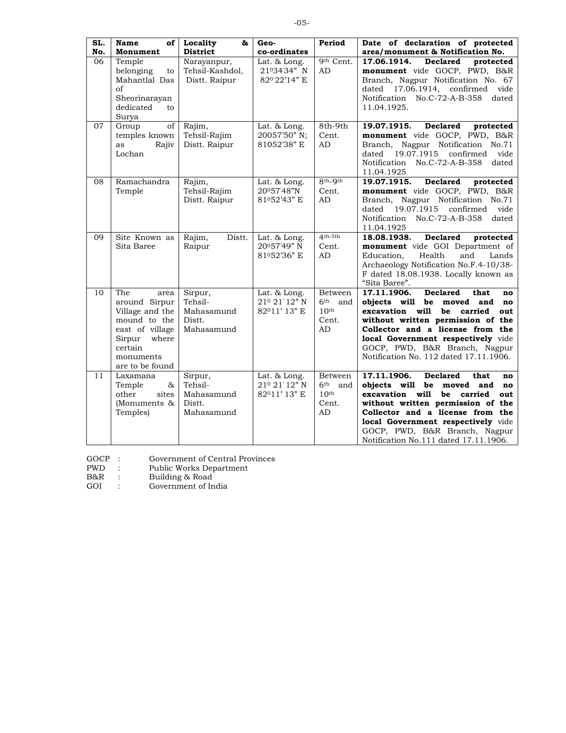| SL. No. | Name of Monument | Locality & District | Geo-co-ordinates | Period | Date of declaration of protected area/monument & Notification No. |
|---|---|---|---|---|---|
| 06 | Temple belonging to Mahantlal Das of Sheorinarayan dedicated to Surya | Narayanpur, Tehsil-Kashdol, Distt. Raipur | Lat. & Long. 21°34'34" N 82° 22'14" E | 9th Cent. AD | **17.06.1914. Declared protected monument** vide GOCP, PWD, B&R Branch, Nagpur Notification No. 67 dated 17.06.1914, confirmed vide Notification No.C-72-A-B-358 dated 11.04.1925. |
| 07 | Group of temples known as Rajiv Lochan | Rajim, Tehsil-Rajim Distt. Raipur | Lat. & Long. 20057'50" N; 81052'38" E | 8th-9th Cent. AD | **19.07.1915. Declared protected monument** vide GOCP, PWD, B&R Branch, Nagpur Notification No.71 dated 19.07.1915 confirmed vide Notification No.C-72-A-B-358 dated 11.04.1925 |
| 08 | Ramachandra Temple | Rajim, Tehsil-Rajim Distt. Raipur | Lat. & Long. 20°57'48"N 81°52'43" E | 8th-9th Cent. AD | **19.07.1915. Declared protected monument** vide GOCP, PWD, B&R Branch, Nagpur Notification No.71 dated 19.07.1915 confirmed vide Notification No.C-72-A-B-358 dated 11.04.1925 |
| 09 | Site Known as Sita Baree | Rajim, Distt. Raipur | Lat. & Long. 20°57'49" N 81°52'36" E | 4th-5th Cent. AD | **18.08.1938. Declared protected monument** vide GOI Department of Education, Health and Lands Archaeology Notification No.F.4-10/38-F dated 18.08.1938. Locally known as "Sita Baree". |
| 10 | The area around Sirpur Village and the mound to the east of village Sirpur where certain monuments are to be found | Sirpur, Tehsil-Mahasamund Distt. Mahasamund | Lat. & Long. 21° 21' 12" N 82°11' 13" E | Between 6th and 10th Cent. AD | **17.11.1906. Declared that no objects will be moved and no excavation will be carried out without written permission of the Collector and a license from the local Government respectively** vide GOCP, PWD, B&R Branch, Nagpur Notification No. 112 dated 17.11.1906. |
| 11 | Laxamana Temple & other sites (Monuments & Temples) | Sirpur, Tehsil-Mahasamund Distt. Mahasamund | Lat. & Long. 21° 21' 12" N 82°11' 13" E | Between 6th and 10th Cent. AD | **17.11.1906. Declared that no objects will be moved and no excavation will be carried out without written permission of the Collector and a license from the local Government respectively** vide GOCP, PWD, B&R Branch, Nagpur Notification No.111 dated 17.11.1906. |

GOCP : Government of Central Provinces
PWD : Public Works Department
B&R : Building & Road
GOI : Government of India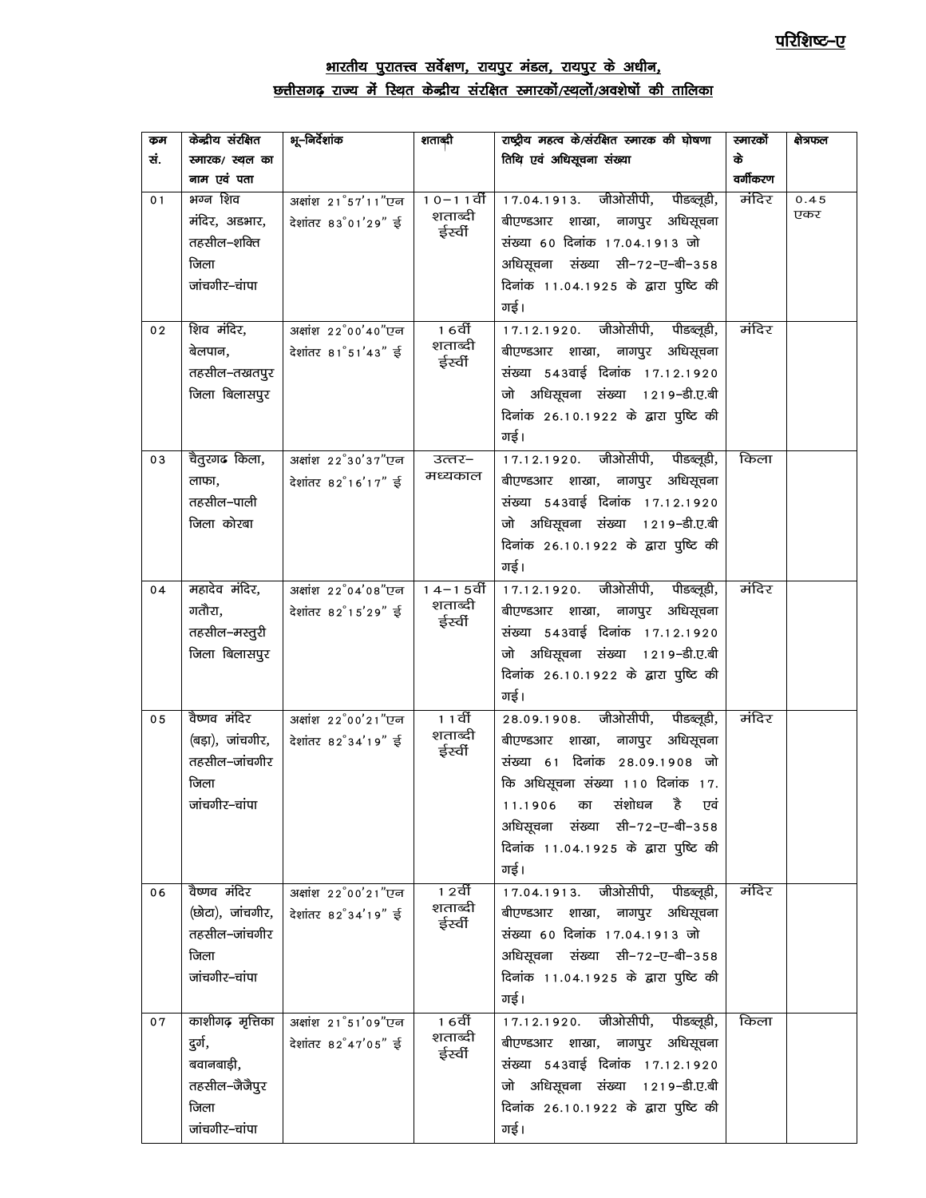**परिशिष्ट–ए**

## भारतीय पुरातत्त्व सर्वेक्षण, रायपुर मंडल, रायपुर के अधीन, छत्तीसगढ़ राज्य में स्थित केन्द्रीय संरक्षित स्मारकों/स्थलों/अवशेषों की तालिका

| क्रम सं. | केन्द्रीय संरक्षित स्मारक/ स्थल का नाम एवं पता | भू-निर्देशांक | शताब्दी | राष्ट्रीय महत्व के/संरक्षित स्मारक की घोषणा तिथि एवं अधिसूचना संख्या | स्मारकों के वर्गीकरण | क्षेत्रफल |
|---|---|---|---|---|---|---|
| 01 | भग्न शिव मंदिर, अडभार, तहसील–शक्ति जिला जांचगीर–चांपा | अक्षांश 21°57'11"एन देशांतर 83°01'29" ई | 10–11वीं शताब्दी ईस्वीं | 17.04.1913. जीओसीपी, पीडब्लूडी, बीएण्डआर शाखा, नागपुर अधिसूचना संख्या 60 दिनांक 17.04.1913 जो अधिसूचना संख्या सी–72–ए–बी–358 दिनांक 11.04.1925 के द्वारा पुष्टि की गई। | मंदिर | 0.45 एकर |
| 02 | शिव मंदिर, बेलपान, तहसील–तख़तपुर जिला बिलासपुर | अक्षांश 22°00'40"एन देशांतर 81°51'43" ई | 16वीं शताब्दी ईस्वीं | 17.12.1920. जीओसीपी, पीडब्लूडी, बीएण्डआर शाखा, नागपुर अधिसूचना संख्या 543वाई दिनांक 17.12.1920 जो अधिसूचना संख्या 1219–डी.ए.बी दिनांक 26.10.1922 के द्वारा पुष्टि की गई। | मंदिर | |
| 03 | चैतुरगढ किला, लाफा, तहसील–पाली जिला कोरबा | अक्षांश 22°30'37"एन देशांतर 82°16'17" ई | उत्तर–मध्यकाल | 17.12.1920. जीओसीपी, पीडब्लूडी, बीएण्डआर शाखा, नागपुर अधिसूचना संख्या 543वाई दिनांक 17.12.1920 जो अधिसूचना संख्या 1219–डी.ए.बी दिनांक 26.10.1922 के द्वारा पुष्टि की गई। | किला | |
| 04 | महादेव मंदिर, गतौरा, तहसील–मस्तुरी जिला बिलासपुर | अक्षांश 22°04'08"एन देशांतर 82°15'29" ई | 14–15वीं शताब्दी ईस्वीं | 17.12.1920. जीओसीपी, पीडब्लूडी, बीएण्डआर शाखा, नागपुर अधिसूचना संख्या 543वाई दिनांक 17.12.1920 जो अधिसूचना संख्या 1219–डी.ए.बी दिनांक 26.10.1922 के द्वारा पुष्टि की गई। | मंदिर | |
| 05 | वैष्णव मंदिर (बड़ा), जांचगीर, तहसील–जांचगीर जिला जांचगीर–चांपा | अक्षांश 22°00'21"एन देशांतर 82°34'19" ई | 11वीं शताब्दी ईस्वीं | 28.09.1908. जीओसीपी, पीडब्लूडी, बीएण्डआर शाखा, नागपुर अधिसूचना संख्या 61 दिनांक 28.09.1908 जो कि अधिसूचना संख्या 110 दिनांक 17.11.1906 का संशोधन है एवं अधिसूचना संख्या सी–72–ए–बी–358 दिनांक 11.04.1925 के द्वारा पुष्टि की गई। | मंदिर | |
| 06 | वैष्णव मंदिर (छोटा), जांचगीर, तहसील–जांचगीर जिला जांचगीर–चांपा | अक्षांश 22°00'21"एन देशांतर 82°34'19" ई | 12वीं शताब्दी ईस्वीं | 17.04.1913. जीओसीपी, पीडब्लूडी, बीएण्डआर शाखा, नागपुर अधिसूचना संख्या 60 दिनांक 17.04.1913 जो अधिसूचना संख्या सी–72–ए–बी–358 दिनांक 11.04.1925 के द्वारा पुष्टि की गई। | मंदिर | |
| 07 | काशीगढ़ मृत्तिका दुर्ग, बवानबाड़ी, तहसील–जैजैपुर जिला जांचगीर–चांपा | अक्षांश 21°51'09"एन देशांतर 82°47'05" ई | 16वीं शताब्दी ईस्वीं | 17.12.1920. जीओसीपी, पीडब्लूडी, बीएण्डआर शाखा, नागपुर अधिसूचना संख्या 543वाई दिनांक 17.12.1920 जो अधिसूचना संख्या 1219–डी.ए.बी दिनांक 26.10.1922 के द्वारा पुष्टि की गई। | किला | |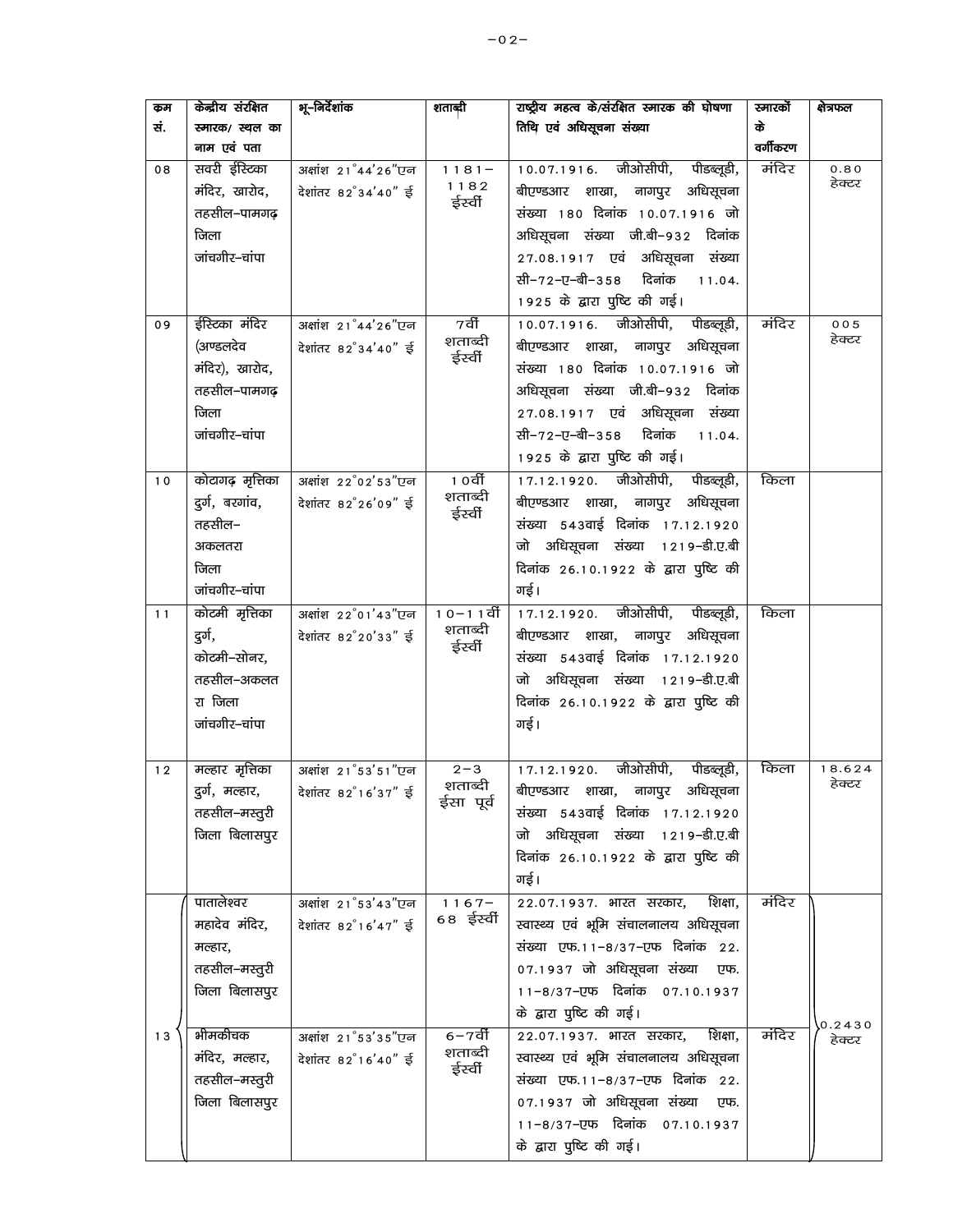| क्रम सं. | केन्द्रीय संरक्षित स्मारक/ स्थल का नाम एवं पता | भू-निर्देशांक | शताब्दी | राष्ट्रीय महत्व के/संरक्षित स्मारक की घोषणा तिथि एवं अधिसूचना संख्या | स्मारकों के वर्गीकरण | क्षेत्रफल |
|---|---|---|---|---|---|---|
| 08 | सवरी ईस्टिका मंदिर, खारोद, तहसील-पामगढ़ जिला जांचगीर-चांपा | अक्षांश 21°44'26"एन देशांतर 82°34'40" ई | 1181-1182 ईर्स्वी | 10.07.1916. जीओसीपी, पीडब्लूडी, बीएण्डआर शाखा, नागपुर अधिसूचना संख्या 180 दिनांक 10.07.1916 जो अधिसूचना संख्या जी.बी-932 दिनांक 27.08.1917 एवं अधिसूचना संख्या सी-72-ए-बी-358 दिनांक 11.04. 1925 के द्वारा पुष्टि की गई। | मंदिर | 0.80 हेक्टर |
| 09 | ईस्टिका मंदिर (अण्डलदेव मंदिर), खारोद, तहसील-पामगढ़ जिला जांचगीर-चांपा | अक्षांश 21°44'26"एन देशांतर 82°34'40" ई | 7वीं शताब्दी ईर्स्वी | 10.07.1916. जीओसीपी, पीडब्लूडी, बीएण्डआर शाखा, नागपुर अधिसूचना संख्या 180 दिनांक 10.07.1916 जो अधिसूचना संख्या जी.बी-932 दिनांक 27.08.1917 एवं अधिसूचना संख्या सी-72-ए-बी-358 दिनांक 11.04. 1925 के द्वारा पुष्टि की गई। | मंदिर | 005 हेक्टर |
| 10 | कोटागढ़ मृत्तिका दुर्ग, बरगांव, तहसील-अकलतरा जिला जांचगीर-चांपा | अक्षांश 22°02'53"एन देशांतर 82°26'09" ई | 10वीं शताब्दी ईर्स्वी | 17.12.1920. जीओसीपी, पीडब्लूडी, बीएण्डआर शाखा, नागपुर अधिसूचना संख्या 543वाई दिनांक 17.12.1920 जो अधिसूचना संख्या 1219-डी.ए.बी दिनांक 26.10.1922 के द्वारा पुष्टि की गई। | किला | |
| 11 | कोटमी मृत्तिका दुर्ग, कोटमी-सोनर, तहसील-अकलतरा जिला जांचगीर-चांपा | अक्षांश 22°01'43"एन देशांतर 82°20'33" ई | 10-11वीं शताब्दी ईर्स्वी | 17.12.1920. जीओसीपी, पीडब्लूडी, बीएण्डआर शाखा, नागपुर अधिसूचना संख्या 543वाई दिनांक 17.12.1920 जो अधिसूचना संख्या 1219-डी.ए.बी दिनांक 26.10.1922 के द्वारा पुष्टि की गई। | किला | |
| 12 | मल्हार मृत्तिका दुर्ग, मल्हार, तहसील-मस्तुरी जिला बिलासपुर | अक्षांश 21°53'51"एन देशांतर 82°16'37" ई | 2-3 शताब्दी ईसा पूर्व | 17.12.1920. जीओसीपी, पीडब्लूडी, बीएण्डआर शाखा, नागपुर अधिसूचना संख्या 543वाई दिनांक 17.12.1920 जो अधिसूचना संख्या 1219-डी.ए.बी दिनांक 26.10.1922 के द्वारा पुष्टि की गई। | किला | 18.624 हेक्टर |
| 13 | पातालेश्वर महादेव मंदिर, मल्हार, तहसील-मस्तुरी जिला बिलासपुर | अक्षांश 21°53'43"एन देशांतर 82°16'47" ई | 1167-68 ईर्स्वी | 22.07.1937. भारत सरकार, शिक्षा, स्वास्थ्य एवं भूमि संचालनालय अधिसूचना संख्या एफ.11-8/37-एफ दिनांक 22. 07.1937 जो अधिसूचना संख्या एफ. 11-8/37-एफ दिनांक 07.10.1937 के द्वारा पुष्टि की गई। | मंदिर | 0.2430 हेक्टर |
| | भीमकीचक मंदिर, मल्हार, तहसील-मस्तुरी जिला बिलासपुर | अक्षांश 21°53'35"एन देशांतर 82°16'40" ई | 6-7वीं शताब्दी ईर्स्वी | 22.07.1937. भारत सरकार, शिक्षा, स्वास्थ्य एवं भूमि संचालनालय अधिसूचना संख्या एफ.11-8/37-एफ दिनांक 22. 07.1937 जो अधिसूचना संख्या एफ. 11-8/37-एफ दिनांक 07.10.1937 के द्वारा पुष्टि की गई। | मंदिर | |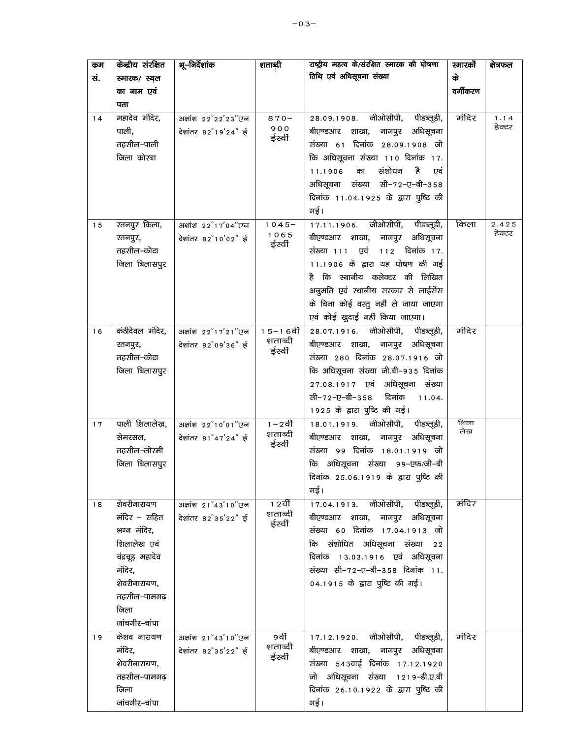| कम सं. | केन्द्रीय संरक्षित स्मारक/ स्थल का नाम एवं पता | भू-निर्देशांक | शताब्दी | राष्ट्रीय महत्व के/संरक्षित स्मारक की घोषणा तिथि एवं अधिसूचना संख्या | स्मारकों के वर्गीकरण | क्षेत्रफल |
|---|---|---|---|---|---|---|
| 14 | महादेव मंदिर, पाली, तहसील-पाली जिला कोरबा | अक्षांश 22°22'23"एन देशांतर 82°19'24" ई | 870-900 ईस्वीं | 28.09.1908. जीओसीपी, पीडब्लूडी, बीएण्डआर शाखा, नागपुर अधिसूचना संख्या 61 दिनांक 28.09.1908 जो कि अधिसूचना संख्या 110 दिनांक 17.11.1906 का संशोधन है एवं अधिसूचना संख्या सी-72-ए-बी-358 दिनांक 11.04.1925 के द्वारा पुष्टि की गई। | मंदिर | 1.14 हेक्टर |
| 15 | रतनपुर किला, रतनपुर, तहसील-कोटा जिला बिलासपुर | अक्षांश 22°17'04"एन देशांतर 82°10'02" ई | 1045-1065 ईस्वीं | 17.11.1906. जीओसीपी, पीडब्लूडी, बीएण्डआर शाखा, नागपुर अधिसूचना संख्या 111 एवं 112 दिनांक 17.11.1906 के द्वारा यह घोषणा की गई है कि स्थानीय कलेक्टर की लिखित अनुमति एवं स्थानीय सरकार से लाईसेंस के बिना कोई वस्तु नहीं ले जाया जाएगा एवं कोई खुदाई नहीं किया जाएगा। | किला | 2.425 हेक्टर |
| 16 | कंठीदेवल मंदिर, रतनपुर, तहसील-कोटा जिला बिलासपुर | अक्षांश 22°17'21"एन देशांतर 82°09'36" ई | 15-16वीं शताब्दी ईस्वीं | 28.07.1916. जीओसीपी, पीडब्लूडी, बीएण्डआर शाखा, नागपुर अधिसूचना संख्या 280 दिनांक 28.07.1916 जो कि अधिसूचना संख्या जी.बी-935 दिनांक 27.08.1917 एवं अधिसूचना संख्या सी-72-ए-बी-358 दिनांक 11.04.1925 के द्वारा पुष्टि की गई। | मंदिर | |
| 17 | पाली शिलालेख, सेमरसल, तहसील-लोरमी जिला बिलासपुर | अक्षांश 22°10'01"एन देशांतर 81°47'24" ई | 1-2वीं शताब्दी ईस्वीं | 18.01.1919. जीओसीपी, पीडब्लूडी, बीएण्डआर शाखा, नागपुर अधिसूचना संख्या 99 दिनांक 18.01.1919 जो कि अधिसूचना संख्या 99-एफ/जी-बी दिनांक 25.06.1919 के द्वारा पुष्टि की गई। | शिला लेख | |
| 18 | शेवरीनारायण मंदिर - सहित भग्न मंदिर, शिलालेख एवं चंद्रचूड़ महादेव मंदिर, शेवरीनारायण, तहसील-पामगढ़ जिला जांचगीर-चांपा | अक्षांश 21°43'10"एन देशांतर 82°35'22" ई | 12वीं शताब्दी ईस्वीं | 17.04.1913. जीओसीपी, पीडब्लूडी, बीएण्डआर शाखा, नागपुर अधिसूचना संख्या 60 दिनांक 17.04.1913 जो कि संशोधित अधिसूचना संख्या 22 दिनांक 13.03.1916 एवं अधिसूचना संख्या सी-72-ए-बी-358 दिनांक 11.04.1915 के द्वारा पुष्टि की गई। | मंदिर | |
| 19 | केशव नारायण मंदिर, शेवरीनारायण, तहसील-पामगढ़ जिला जांचगीर-चांपा | अक्षांश 21°43'10"एन देशांतर 82°35'22" ई | 9वीं शताब्दी ईस्वीं | 17.12.1920. जीओसीपी, पीडब्लूडी, बीएण्डआर शाखा, नागपुर अधिसूचना संख्या 543वाई दिनांक 17.12.1920 जो अधिसूचना संख्या 1219-डी.ए.बी दिनांक 26.10.1922 के द्वारा पुष्टि की गई। | मंदिर | |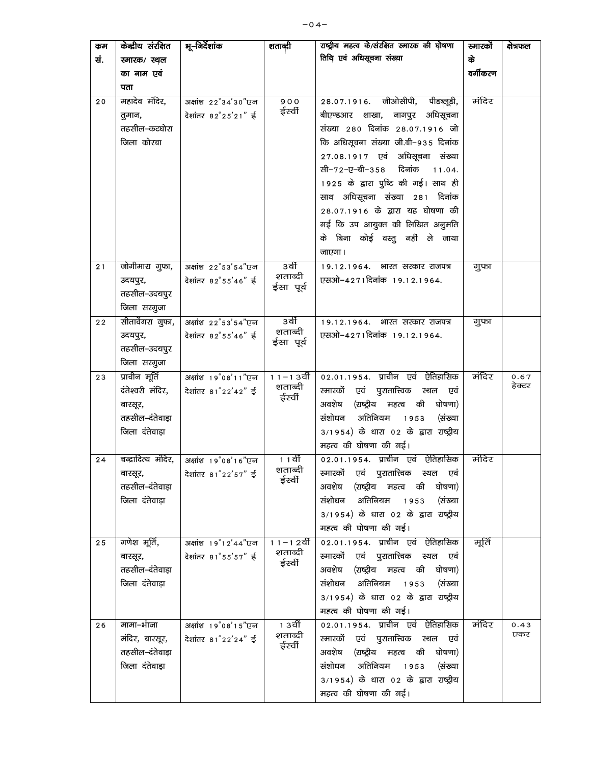| कम सं. | केन्द्रीय संरक्षित स्मारक/ स्थल का नाम एवं पता | भू-निर्देशांक | शताब्दी | राष्ट्रीय महत्व के/संरक्षित स्मारक की घोषणा तिथि एवं अधिसूचना संख्या | स्मारकों के वर्गीकरण | क्षेत्रफल |
|---|---|---|---|---|---|---|
| 20 | महादेव मंदिर, तुमान, तहसील-कटघोरा जिला कोरबा | अक्षांश 22°34'30"एन देशांतर 82°25'21" ई | 900 ईस्वीं | 28.07.1916. जीओसीपी, पीडब्लूडी, बीएण्डआर शाखा, नागपुर अधिसूचना संख्या 280 दिनांक 28.07.1916 जो कि अधिसूचना संख्या जी.बी-935 दिनांक 27.08.1917 एवं अधिसूचना संख्या सी-72-ए-बी-358 दिनांक 11.04. 1925 के द्वारा पुष्टि की गई। साथ ही साथ अधिसूचना संख्या 281 दिनांक 28.07.1916 के द्वारा यह घोषणा की गई कि उप आयुक्त की लिखित अनुमति के बिना कोई वस्तु नहीं ले जाया जाएगा। | मंदिर | |
| 21 | जोगीमारा गुफा, उदयपुर, तहसील-उदयपुर जिला सरगुजा | अक्षांश 22°53'54"एन देशांतर 82°55'46" ई | 3वीं शताब्दी ईसा पूर्व | 19.12.1964. भारत सरकार राजपत्र एसओ-4271दिनांक 19.12.1964. | गुफा | |
| 22 | सीतार्वेगरा गुफा, उदयपुर, तहसील-उदयपुर जिला सरगुजा | अक्षांश 22°53'54"एन देशांतर 82°55'46" ई | 3वीं शताब्दी ईसा पूर्व | 19.12.1964. भारत सरकार राजपत्र एसओ-4271दिनांक 19.12.1964. | गुफा | |
| 23 | प्राचीन मूर्ति दंतेश्वरी मंदिर, बारसूर, तहसील-दंतेवाड़ा जिला दंतेवाड़ा | अक्षांश 19°08'11"एन देशांतर 81°22'42" ई | 11-13वीं शताब्दी ईस्वीं | 02.01.1954. प्राचीन एवं ऐतिहासिक स्मारकों एवं पुरातात्विक स्थल एवं अवशेष (राष्ट्रीय महत्व की घोषणा) संशोधन अतिनियम 1953 (संख्या 3/1954) के धारा 02 के द्वारा राष्ट्रीय महत्व की घोषणा की गई। | मंदिर | 0.67 हेक्टर |
| 24 | चन्द्रादित्य मंदिर, बारसूर, तहसील-दंतेवाड़ा जिला दंतेवाड़ा | अक्षांश 19°08'16"एन देशांतर 81°22'57" ई | 11वीं शताब्दी ईस्वीं | 02.01.1954. प्राचीन एवं ऐतिहासिक स्मारकों एवं पुरातात्विक स्थल एवं अवशेष (राष्ट्रीय महत्व की घोषणा) संशोधन अतिनियम 1953 (संख्या 3/1954) के धारा 02 के द्वारा राष्ट्रीय महत्व की घोषणा की गई। | मंदिर | |
| 25 | गणेश मूर्ति, बारसूर, तहसील-दंतेवाड़ा जिला दंतेवाड़ा | अक्षांश 19°12'44"एन देशांतर 81°55'57" ई | 11-12वीं शताब्दी ईस्वीं | 02.01.1954. प्राचीन एवं ऐतिहासिक स्मारकों एवं पुरातात्विक स्थल एवं अवशेष (राष्ट्रीय महत्व की घोषणा) संशोधन अतिनियम 1953 (संख्या 3/1954) के धारा 02 के द्वारा राष्ट्रीय महत्व की घोषणा की गई। | मूर्ति | |
| 26 | मामा-भांजा मंदिर, बारसूर, तहसील-दंतेवाड़ा जिला दंतेवाड़ा | अक्षांश 19°08'15"एन देशांतर 81°22'24" ई | 13वीं शताब्दी ईस्वीं | 02.01.1954. प्राचीन एवं ऐतिहासिक स्मारकों एवं पुरातात्विक स्थल एवं अवशेष (राष्ट्रीय महत्व की घोषणा) संशोधन अतिनियम 1953 (संख्या 3/1954) के धारा 02 के द्वारा राष्ट्रीय महत्व की घोषणा की गई। | मंदिर | 0.43 एकर |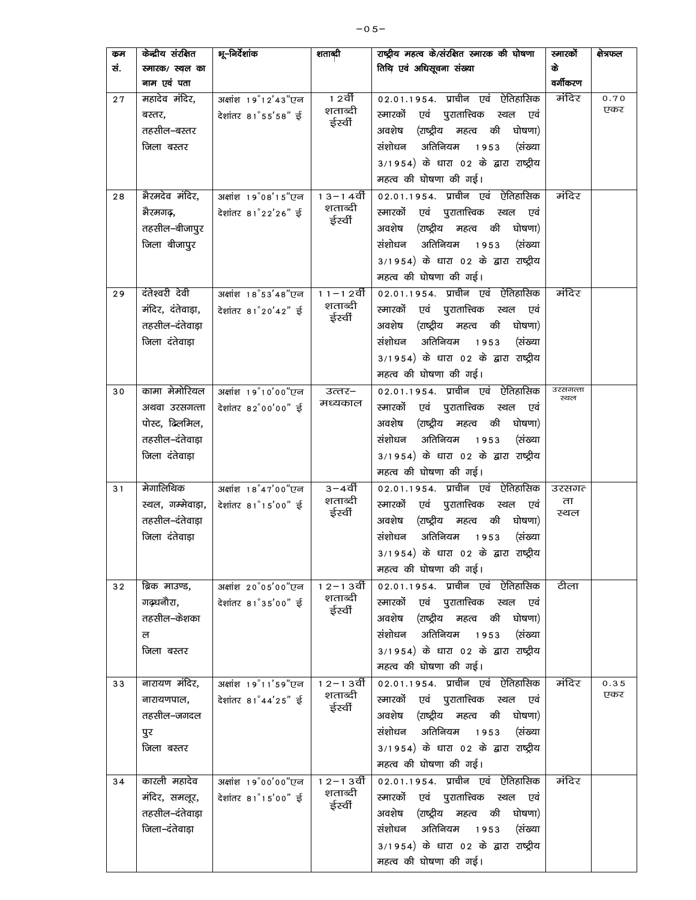| क्रम सं. | केन्द्रीय संरक्षित स्मारक/ स्थल का नाम एवं पता | भू-निर्देशांक | शताब्दी | राष्ट्रीय महत्व के/संरक्षित स्मारक की घोषणा तिथि एवं अधिसूचना संख्या | स्मारकों के वर्गीकरण | क्षेत्रफल |
|---|---|---|---|---|---|---|
| 27 | महादेव मंदिर, बस्तर, तहसील-बस्तर जिला बस्तर | अक्षांश 19°12'43"एन देशांतर 81°55'58" ई | 12वीं शताब्दी ईस्वीं | 02.01.1954. प्राचीन एवं ऐतिहासिक स्मारकों एवं पुरातात्विक स्थल एवं अवशेष (राष्ट्रीय महत्व की घोषणा) संशोधन अतिनियम 1953 (संख्या 3/1954) के धारा 02 के द्वारा राष्ट्रीय महत्व की घोषणा की गई। | मंदिर | 0.70 एकर |
| 28 | भैरमदेव मंदिर, भैरमगढ़, तहसील-बीजापुर जिला बीजापुर | अक्षांश 19°08'15"एन देशांतर 81°22'26" ई | 13-14वीं शताब्दी ईस्वीं | 02.01.1954. प्राचीन एवं ऐतिहासिक स्मारकों एवं पुरातात्विक स्थल एवं अवशेष (राष्ट्रीय महत्व की घोषणा) संशोधन अतिनियम 1953 (संख्या 3/1954) के धारा 02 के द्वारा राष्ट्रीय महत्व की घोषणा की गई। | मंदिर | |
| 29 | दंतेश्वरी देवी मंदिर, दंतेवाड़ा, तहसील-दंतेवाड़ा जिला दंतेवाड़ा | अक्षांश 18°53'48"एन देशांतर 81°20'42" ई | 11-12वीं शताब्दी ईस्वीं | 02.01.1954. प्राचीन एवं ऐतिहासिक स्मारकों एवं पुरातात्विक स्थल एवं अवशेष (राष्ट्रीय महत्व की घोषणा) संशोधन अतिनियम 1953 (संख्या 3/1954) के धारा 02 के द्वारा राष्ट्रीय महत्व की घोषणा की गई। | मंदिर | |
| 30 | कामा मेमोरियल अथवा उरसगत्ता पोस्ट, ढिलमिल, तहसील-दंतेवाड़ा जिला दंतेवाड़ा | अक्षांश 19°10'00"एन देशांतर 82°00'00" ई | उत्तर-मध्यकाल | 02.01.1954. प्राचीन एवं ऐतिहासिक स्मारकों एवं पुरातात्विक स्थल एवं अवशेष (राष्ट्रीय महत्व की घोषणा) संशोधन अतिनियम 1953 (संख्या 3/1954) के धारा 02 के द्वारा राष्ट्रीय महत्व की घोषणा की गई। | उरसगत्ता स्थल | |
| 31 | मेगालिथिक स्थल, गम्मेवाड़ा, तहसील-दंतेवाड़ा जिला दंतेवाड़ा | अक्षांश 18°47'00"एन देशांतर 81°15'00" ई | 3-4वीं शताब्दी ईस्वीं | 02.01.1954. प्राचीन एवं ऐतिहासिक स्मारकों एवं पुरातात्विक स्थल एवं अवशेष (राष्ट्रीय महत्व की घोषणा) संशोधन अतिनियम 1953 (संख्या 3/1954) के धारा 02 के द्वारा राष्ट्रीय महत्व की घोषणा की गई। | उरसगत्ता स्थल | |
| 32 | ब्रिक माउण्ड, गढ़धनौरा, तहसील-केशकाल जिला बस्तर | अक्षांश 20°05'00"एन देशांतर 81°35'00" ई | 12-13वीं शताब्दी ईस्वीं | 02.01.1954. प्राचीन एवं ऐतिहासिक स्मारकों एवं पुरातात्विक स्थल एवं अवशेष (राष्ट्रीय महत्व की घोषणा) संशोधन अतिनियम 1953 (संख्या 3/1954) के धारा 02 के द्वारा राष्ट्रीय महत्व की घोषणा की गई। | टीला | |
| 33 | नारायण मंदिर, नारायणपाल, तहसील-जगदलपुर जिला बस्तर | अक्षांश 19°11'59"एन देशांतर 81°44'25" ई | 12-13वीं शताब्दी ईस्वीं | 02.01.1954. प्राचीन एवं ऐतिहासिक स्मारकों एवं पुरातात्विक स्थल एवं अवशेष (राष्ट्रीय महत्व की घोषणा) संशोधन अतिनियम 1953 (संख्या 3/1954) के धारा 02 के द्वारा राष्ट्रीय महत्व की घोषणा की गई। | मंदिर | 0.35 एकर |
| 34 | कारली महादेव मंदिर, समलूर, तहसील-दंतेवाड़ा जिला-दंतेवाड़ा | अक्षांश 19°00'00"एन देशांतर 81°15'00" ई | 12-13वीं शताब्दी ईस्वीं | 02.01.1954. प्राचीन एवं ऐतिहासिक स्मारकों एवं पुरातात्विक स्थल एवं अवशेष (राष्ट्रीय महत्व की घोषणा) संशोधन अतिनियम 1953 (संख्या 3/1954) के धारा 02 के द्वारा राष्ट्रीय महत्व की घोषणा की गई। | मंदिर | |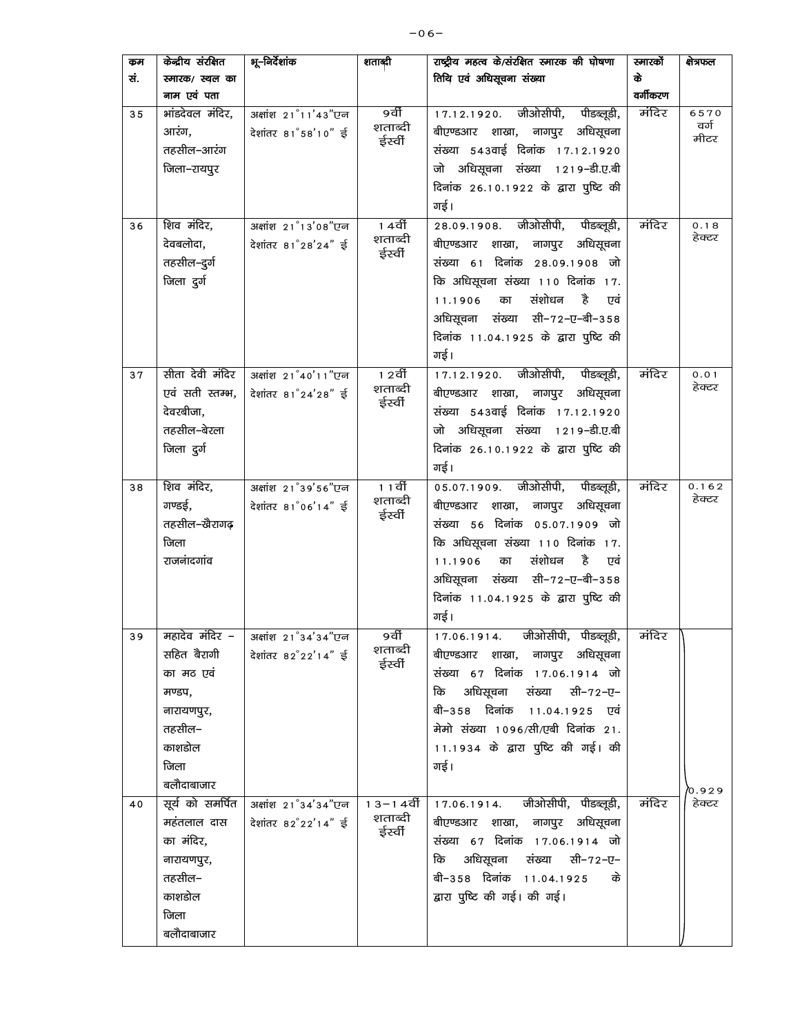| क्रम सं. | केन्द्रीय संरक्षित स्मारक/ स्थल का नाम एवं पता | भू-निर्देशांक | शताब्दी | राष्ट्रीय महत्व के/संरक्षित स्मारक की घोषणा तिथि एवं अधिसूचना संख्या | स्मारकों के वर्गीकरण | क्षेत्रफल |
|---|---|---|---|---|---|---|
| 35 | भांडदेवल मंदिर, आरंग, तहसील-आरंग जिला-रायपुर | अक्षांश 21°11'43"एन देशांतर 81°58'10" ई | 9वीं शताब्दी ईस्वीं | 17.12.1920. जीओसीपी, पीडब्लूडी, बीएण्डआर शाखा, नागपुर अधिसूचना संख्या 543वाई दिनांक 17.12.1920 जो अधिसूचना संख्या 1219-डी.ए.बी दिनांक 26.10.1922 के द्वारा पुष्टि की गई। | मंदिर | 6570 वर्ग मीटर |
| 36 | शिव मंदिर, देवबलोदा, तहसील-दुर्ग जिला दुर्ग | अक्षांश 21°13'08"एन देशांतर 81°28'24" ई | 14वीं शताब्दी ईस्वीं | 28.09.1908. जीओसीपी, पीडब्लूडी, बीएण्डआर शाखा, नागपुर अधिसूचना संख्या 61 दिनांक 28.09.1908 जो कि अधिसूचना संख्या 110 दिनांक 17.11.1906 का संशोधन है एवं अधिसूचना संख्या सी-72-ए-बी-358 दिनांक 11.04.1925 के द्वारा पुष्टि की गई। | मंदिर | 0.18 हेक्टर |
| 37 | सीता देवी मंदिर एवं सती स्तम्भ, देवरबीजा, तहसील-बेरला जिला दुर्ग | अक्षांश 21°40'11"एन देशांतर 81°24'28" ई | 12वीं शताब्दी ईस्वीं | 17.12.1920. जीओसीपी, पीडब्लूडी, बीएण्डआर शाखा, नागपुर अधिसूचना संख्या 543वाई दिनांक 17.12.1920 जो अधिसूचना संख्या 1219-डी.ए.बी दिनांक 26.10.1922 के द्वारा पुष्टि की गई। | मंदिर | 0.01 हेक्टर |
| 38 | शिव मंदिर, गण्डई, तहसील-खैरागढ़ जिला राजनांदगांव | अक्षांश 21°39'56"एन देशांतर 81°06'14" ई | 11वीं शताब्दी ईस्वीं | 05.07.1909. जीओसीपी, पीडब्लूडी, बीएण्डआर शाखा, नागपुर अधिसूचना संख्या 56 दिनांक 05.07.1909 जो कि अधिसूचना संख्या 110 दिनांक 17.11.1906 का संशोधन है एवं अधिसूचना संख्या सी-72-ए-बी-358 दिनांक 11.04.1925 के द्वारा पुष्टि की गई। | मंदिर | 0.162 हेक्टर |
| 39 | महादेव मंदिर - सहित बैरागी का मठ एवं मण्डप, नारायणपुर, तहसील-काशडोल जिला बलौदाबाजार | अक्षांश 21°34'34"एन देशांतर 82°22'14" ई | 9वीं शताब्दी ईस्वीं | 17.06.1914. जीओसीपी, पीडब्लूडी, बीएण्डआर शाखा, नागपुर अधिसूचना संख्या 67 दिनांक 17.06.1914 जो कि अधिसूचना संख्या सी-72-ए-बी-358 दिनांक 11.04.1925 एवं मेमो संख्या 1096/सी/एबी दिनांक 21.11.1934 के द्वारा पुष्टि की गई। की गई। | मंदिर | 0.929 हेक्टर (39 एवं 40 हेतु) |
| 40 | सूर्य को समर्पित महंतलाल दास का मंदिर, नारायणपुर, तहसील-काशडोल जिला बलौदाबाजार | अक्षांश 21°34'34"एन देशांतर 82°22'14" ई | 13-14वीं शताब्दी ईस्वीं | 17.06.1914. जीओसीपी, पीडब्लूडी, बीएण्डआर शाखा, नागपुर अधिसूचना संख्या 67 दिनांक 17.06.1914 जो कि अधिसूचना संख्या सी-72-ए-बी-358 दिनांक 11.04.1925 के द्वारा पुष्टि की गई। की गई। | मंदिर | |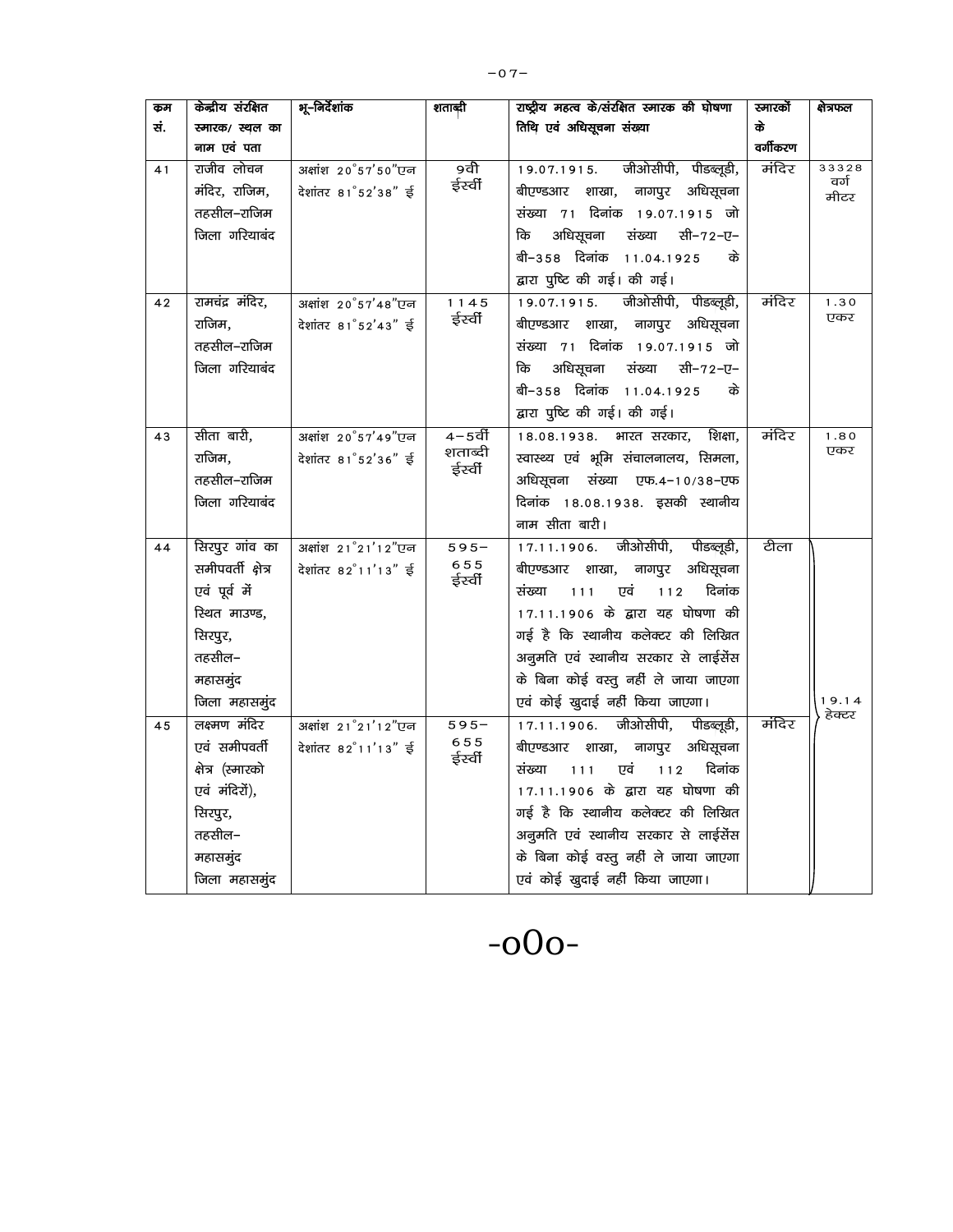| क्रम सं. | केन्द्रीय संरक्षित स्मारक/ स्थल का नाम एवं पता | भू-निर्देशांक | शताब्दी | राष्ट्रीय महत्व के/संरक्षित स्मारक की घोषणा तिथि एवं अधिसूचना संख्या | स्मारकों के वर्गीकरण | क्षेत्रफल |
|---|---|---|---|---|---|---|
| 41 | राजीव लोचन मंदिर, राजिम, तहसील-राजिम जिला गरियाबंद | अक्षांश 20°57′50″एन देशांतर 81°52′38″ ई | 9वी ईस्वीं | 19.07.1915. जीओसीपी, पीडब्लूडी, बीएण्डआर शाखा, नागपुर अधिसूचना संख्या 71 दिनांक 19.07.1915 जो कि अधिसूचना संख्या सी-72-ए-बी-358 दिनांक 11.04.1925 के द्वारा पुष्टि की गई। की गई। | मंदिर | 33328 वर्ग मीटर |
| 42 | रामचंद्र मंदिर, राजिम, तहसील-राजिम जिला गरियाबंद | अक्षांश 20°57′48″एन देशांतर 81°52′43″ ई | 1145 ईस्वीं | 19.07.1915. जीओसीपी, पीडब्लूडी, बीएण्डआर शाखा, नागपुर अधिसूचना संख्या 71 दिनांक 19.07.1915 जो कि अधिसूचना संख्या सी-72-ए-बी-358 दिनांक 11.04.1925 के द्वारा पुष्टि की गई। की गई। | मंदिर | 1.30 एकर |
| 43 | सीता बारी, राजिम, तहसील-राजिम जिला गरियाबंद | अक्षांश 20°57′49″एन देशांतर 81°52′36″ ई | 4-5वीं शताब्दी ईस्वीं | 18.08.1938. भारत सरकार, शिक्षा, स्वास्थ्य एवं भूमि संचालनालय, सिमला, अधिसूचना संख्या एफ.4-10/38-एफ दिनांक 18.08.1938. इसकी स्थानीय नाम सीता बारी। | मंदिर | 1.80 एकर |
| 44 | सिरपुर गांव का समीपवर्ती क्षेत्र एवं पूर्व में स्थित माउण्ड, सिरपुर, तहसील-महासमुंद जिला महासमुंद | अक्षांश 21°21′12″एन देशांतर 82°11′13″ ई | 595-655 ईस्वीं | 17.11.1906. जीओसीपी, पीडब्लूडी, बीएण्डआर शाखा, नागपुर अधिसूचना संख्या 111 एवं 112 दिनांक 17.11.1906 के द्वारा यह घोषणा की गई है कि स्थानीय कलेक्टर की लिखित अनुमति एवं स्थानीय सरकार से लाईसेंस के बिना कोई वस्तु नहीं ले जाया जाएगा एवं कोई खुदाई नहीं किया जाएगा। | टीला | 19.14 हेक्टर |
| 45 | लक्ष्मण मंदिर एवं समीपवर्ती क्षेत्र (स्मारको एवं मंदिरों), सिरपुर, तहसील-महासमुंद जिला महासमुंद | अक्षांश 21°21′12″एन देशांतर 82°11′13″ ई | 595-655 ईस्वीं | 17.11.1906. जीओसीपी, पीडब्लूडी, बीएण्डआर शाखा, नागपुर अधिसूचना संख्या 111 एवं 112 दिनांक 17.11.1906 के द्वारा यह घोषणा की गई है कि स्थानीय कलेक्टर की लिखित अनुमति एवं स्थानीय सरकार से लाईसेंस के बिना कोई वस्तु नहीं ले जाया जाएगा एवं कोई खुदाई नहीं किया जाएगा। | मंदिर | |

-o0o-